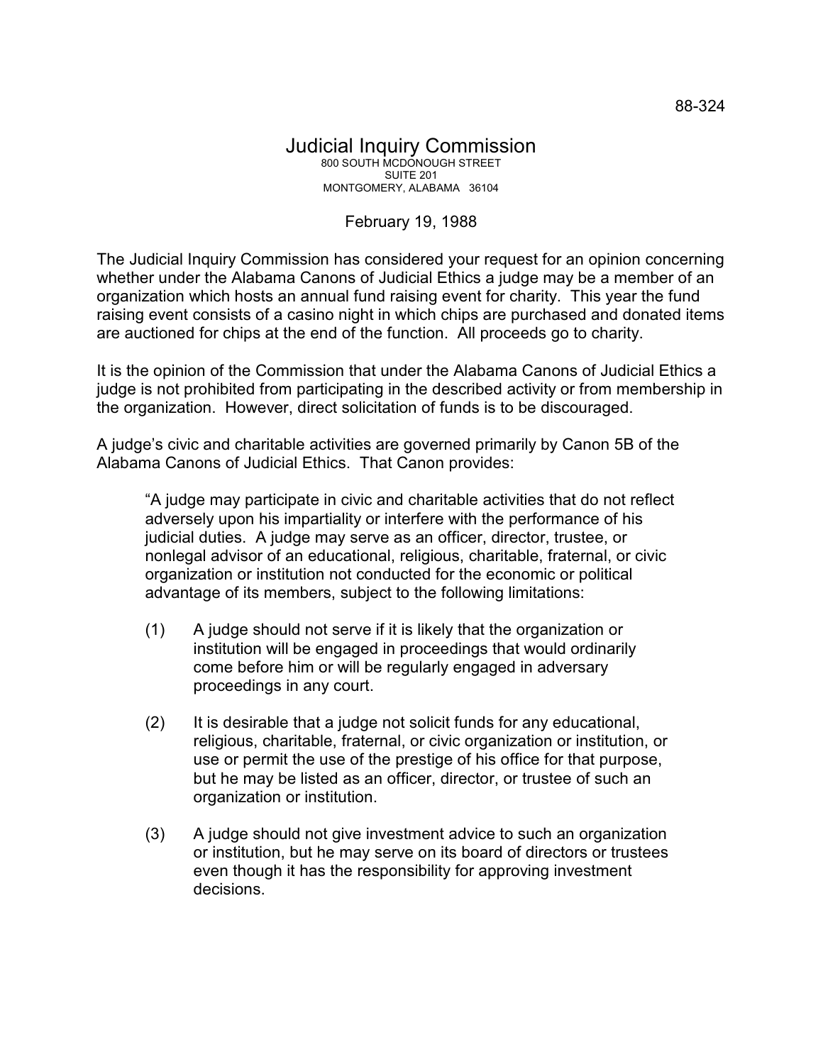88-324

# Judicial Inquiry Commission

800 SOUTH MCDONOUGH STREET
SUITE 201
MONTGOMERY, ALABAMA 36104

February 19, 1988

The Judicial Inquiry Commission has considered your request for an opinion concerning whether under the Alabama Canons of Judicial Ethics a judge may be a member of an organization which hosts an annual fund raising event for charity. This year the fund raising event consists of a casino night in which chips are purchased and donated items are auctioned for chips at the end of the function. All proceeds go to charity.

It is the opinion of the Commission that under the Alabama Canons of Judicial Ethics a judge is not prohibited from participating in the described activity or from membership in the organization. However, direct solicitation of funds is to be discouraged.

A judge's civic and charitable activities are governed primarily by Canon 5B of the Alabama Canons of Judicial Ethics. That Canon provides:

> "A judge may participate in civic and charitable activities that do not reflect adversely upon his impartiality or interfere with the performance of his judicial duties. A judge may serve as an officer, director, trustee, or nonlegal advisor of an educational, religious, charitable, fraternal, or civic organization or institution not conducted for the economic or political advantage of its members, subject to the following limitations:
>
> (1) A judge should not serve if it is likely that the organization or institution will be engaged in proceedings that would ordinarily come before him or will be regularly engaged in adversary proceedings in any court.
>
> (2) It is desirable that a judge not solicit funds for any educational, religious, charitable, fraternal, or civic organization or institution, or use or permit the use of the prestige of his office for that purpose, but he may be listed as an officer, director, or trustee of such an organization or institution.
>
> (3) A judge should not give investment advice to such an organization or institution, but he may serve on its board of directors or trustees even though it has the responsibility for approving investment decisions.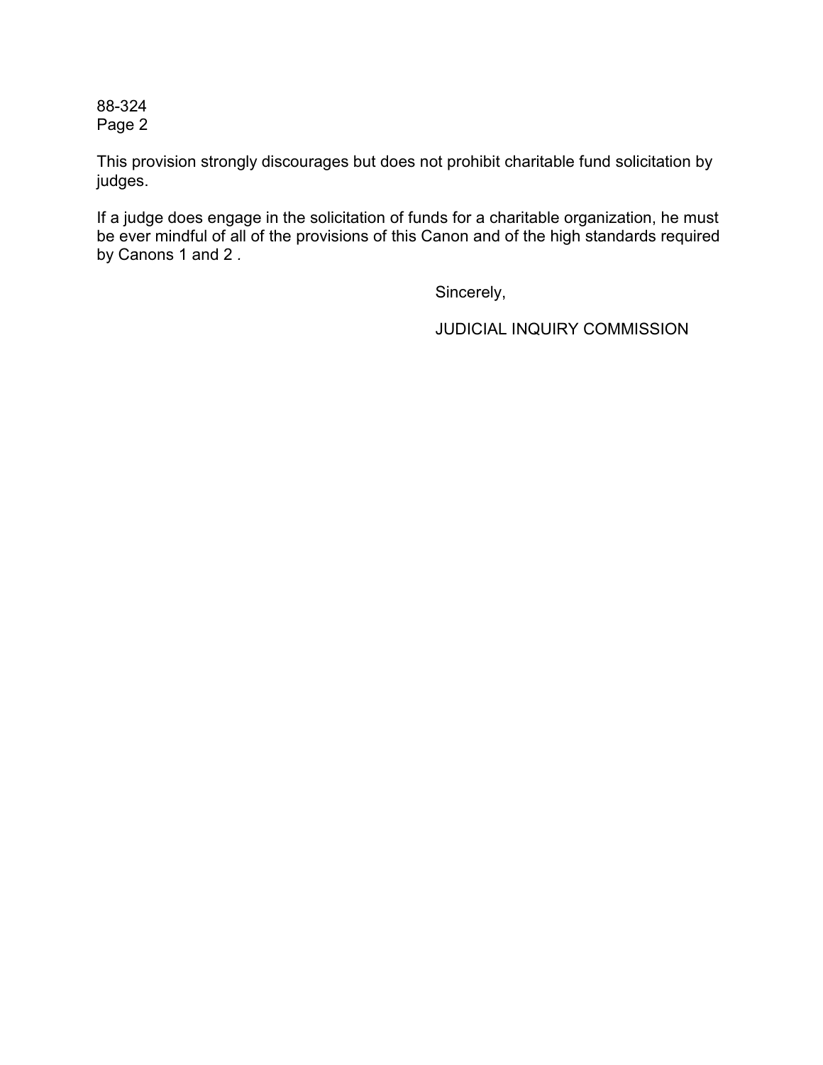This provision strongly discourages but does not prohibit charitable fund solicitation by judges.

If a judge does engage in the solicitation of funds for a charitable organization, he must be ever mindful of all of the provisions of this Canon and of the high standards required by Canons 1 and 2 .

Sincerely,

JUDICIAL INQUIRY COMMISSION